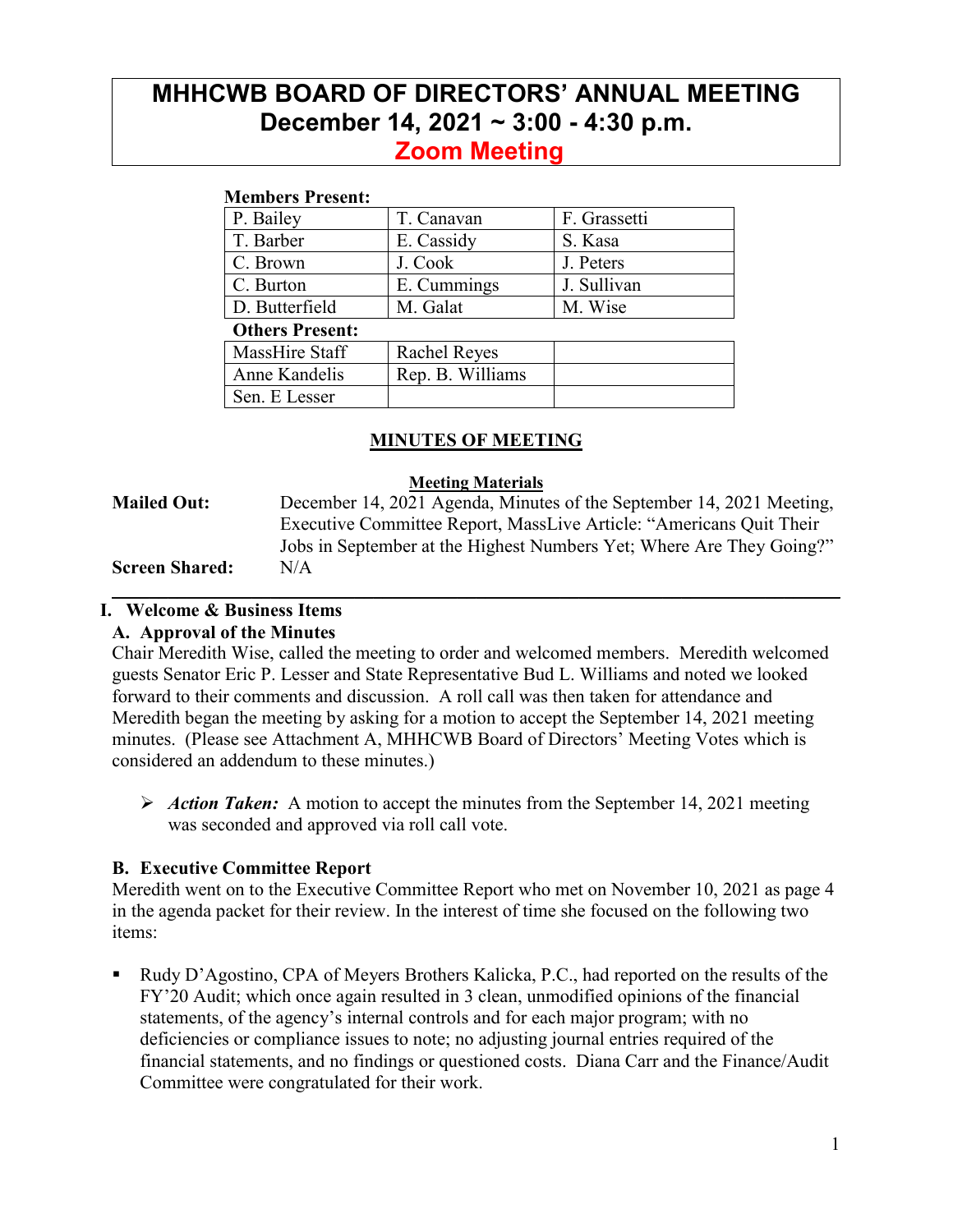# MHHCWB BOARD OF DIRECTORS' ANNUAL MEETING
## December 14, 2021 ~ 3:00 - 4:30 p.m.
## Zoom Meeting

**Members Present:**

| | | |
|---|---|---|
| P. Bailey | T. Canavan | F. Grassetti |
| T. Barber | E. Cassidy | S. Kasa |
| C. Brown | J. Cook | J. Peters |
| C. Burton | E. Cummings | J. Sullivan |
| D. Butterfield | M. Galat | M. Wise |

**Others Present:**

| | | |
|---|---|---|
| MassHire Staff | Rachel Reyes | |
| Anne Kandelis | Rep. B. Williams | |
| Sen. E Lesser | | |

## MINUTES OF MEETING

**Meeting Materials**

**Mailed Out:** December 14, 2021 Agenda, Minutes of the September 14, 2021 Meeting, Executive Committee Report, MassLive Article: "Americans Quit Their Jobs in September at the Highest Numbers Yet; Where Are They Going?"

**Screen Shared:** N/A

---

### I. Welcome & Business Items

#### A. Approval of the Minutes

Chair Meredith Wise, called the meeting to order and welcomed members. Meredith welcomed guests Senator Eric P. Lesser and State Representative Bud L. Williams and noted we looked forward to their comments and discussion. A roll call was then taken for attendance and Meredith began the meeting by asking for a motion to accept the September 14, 2021 meeting minutes. (Please see Attachment A, MHHCWB Board of Directors' Meeting Votes which is considered an addendum to these minutes.)

- ***Action Taken:*** A motion to accept the minutes from the September 14, 2021 meeting was seconded and approved via roll call vote.

#### B. Executive Committee Report

Meredith went on to the Executive Committee Report who met on November 10, 2021 as page 4 in the agenda packet for their review. In the interest of time she focused on the following two items:

- Rudy D'Agostino, CPA of Meyers Brothers Kalicka, P.C., had reported on the results of the FY'20 Audit; which once again resulted in 3 clean, unmodified opinions of the financial statements, of the agency's internal controls and for each major program; with no deficiencies or compliance issues to note; no adjusting journal entries required of the financial statements, and no findings or questioned costs. Diana Carr and the Finance/Audit Committee were congratulated for their work.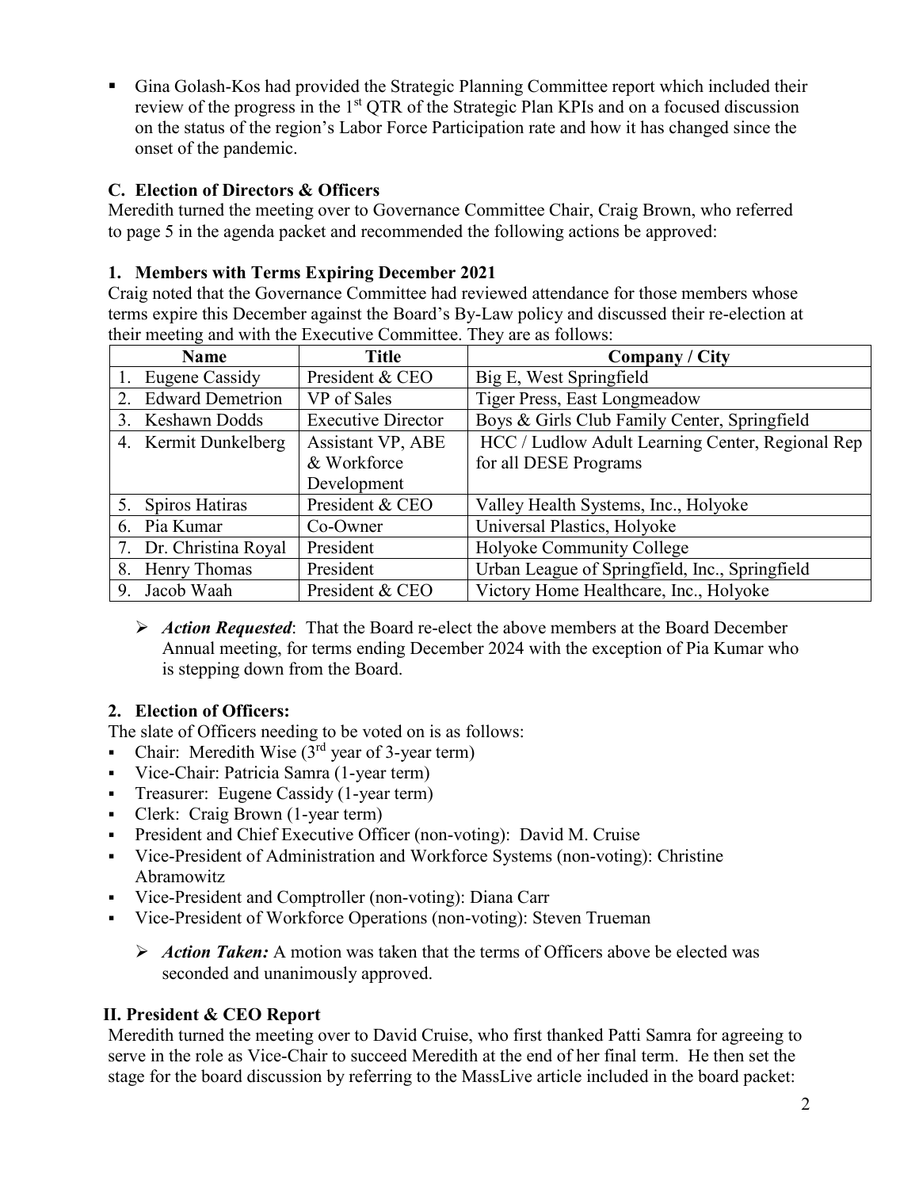- Gina Golash-Kos had provided the Strategic Planning Committee report which included their review of the progress in the 1st QTR of the Strategic Plan KPIs and on a focused discussion on the status of the region's Labor Force Participation rate and how it has changed since the onset of the pandemic.

### C. Election of Directors & Officers

Meredith turned the meeting over to Governance Committee Chair, Craig Brown, who referred to page 5 in the agenda packet and recommended the following actions be approved:

#### 1. Members with Terms Expiring December 2021

Craig noted that the Governance Committee had reviewed attendance for those members whose terms expire this December against the Board's By-Law policy and discussed their re-election at their meeting and with the Executive Committee. They are as follows:

| Name | Title | Company / City |
|---|---|---|
| 1. Eugene Cassidy | President & CEO | Big E, West Springfield |
| 2. Edward Demetrion | VP of Sales | Tiger Press, East Longmeadow |
| 3. Keshawn Dodds | Executive Director | Boys & Girls Club Family Center, Springfield |
| 4. Kermit Dunkelberg | Assistant VP, ABE & Workforce Development | HCC / Ludlow Adult Learning Center, Regional Rep for all DESE Programs |
| 5. Spiros Hatiras | President & CEO | Valley Health Systems, Inc., Holyoke |
| 6. Pia Kumar | Co-Owner | Universal Plastics, Holyoke |
| 7. Dr. Christina Royal | President | Holyoke Community College |
| 8. Henry Thomas | President | Urban League of Springfield, Inc., Springfield |
| 9. Jacob Waah | President & CEO | Victory Home Healthcare, Inc., Holyoke |

- ***Action Requested***: That the Board re-elect the above members at the Board December Annual meeting, for terms ending December 2024 with the exception of Pia Kumar who is stepping down from the Board.

#### 2. Election of Officers:

The slate of Officers needing to be voted on is as follows:

- Chair: Meredith Wise (3rd year of 3-year term)
- Vice-Chair: Patricia Samra (1-year term)
- Treasurer: Eugene Cassidy (1-year term)
- Clerk: Craig Brown (1-year term)
- President and Chief Executive Officer (non-voting): David M. Cruise
- Vice-President of Administration and Workforce Systems (non-voting): Christine Abramowitz
- Vice-President and Comptroller (non-voting): Diana Carr
- Vice-President of Workforce Operations (non-voting): Steven Trueman

  - ***Action Taken:*** A motion was taken that the terms of Officers above be elected was seconded and unanimously approved.

### II. President & CEO Report

Meredith turned the meeting over to David Cruise, who first thanked Patti Samra for agreeing to serve in the role as Vice-Chair to succeed Meredith at the end of her final term. He then set the stage for the board discussion by referring to the MassLive article included in the board packet: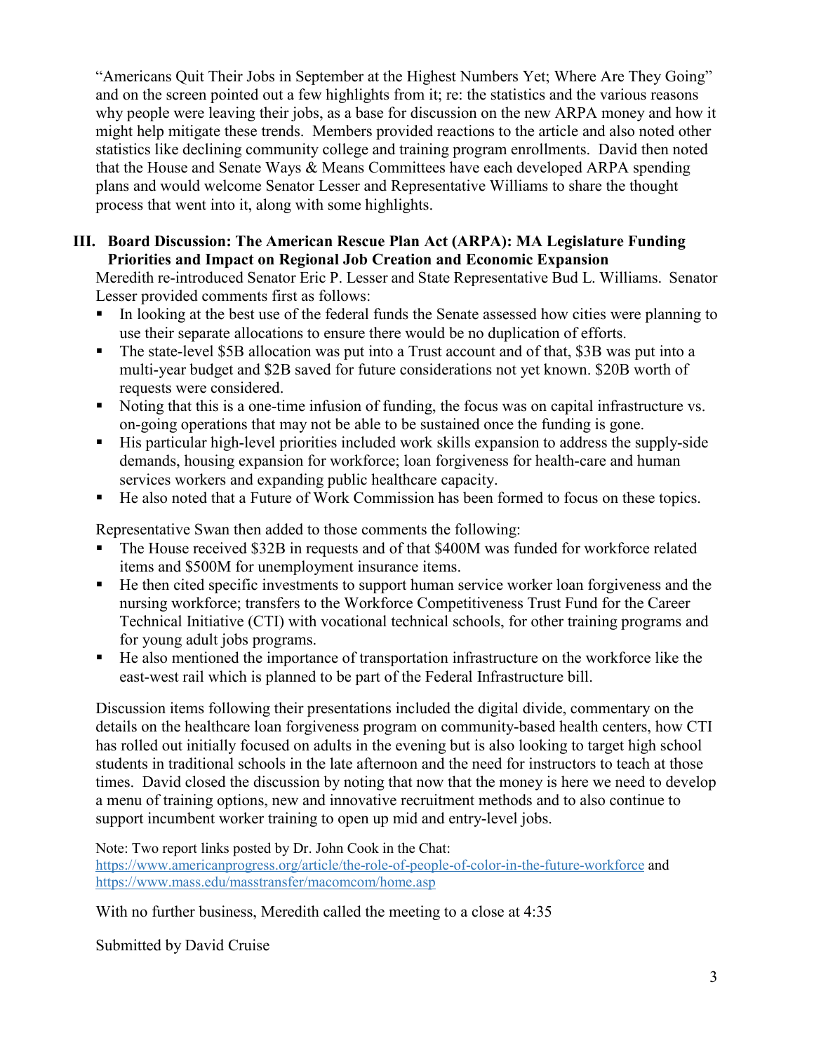"Americans Quit Their Jobs in September at the Highest Numbers Yet; Where Are They Going" and on the screen pointed out a few highlights from it; re: the statistics and the various reasons why people were leaving their jobs, as a base for discussion on the new ARPA money and how it might help mitigate these trends. Members provided reactions to the article and also noted other statistics like declining community college and training program enrollments. David then noted that the House and Senate Ways & Means Committees have each developed ARPA spending plans and would welcome Senator Lesser and Representative Williams to share the thought process that went into it, along with some highlights.

## III. Board Discussion: The American Rescue Plan Act (ARPA): MA Legislature Funding Priorities and Impact on Regional Job Creation and Economic Expansion

Meredith re-introduced Senator Eric P. Lesser and State Representative Bud L. Williams. Senator Lesser provided comments first as follows:

- In looking at the best use of the federal funds the Senate assessed how cities were planning to use their separate allocations to ensure there would be no duplication of efforts.
- The state-level $5B allocation was put into a Trust account and of that, $3B was put into a multi-year budget and $2B saved for future considerations not yet known. $20B worth of requests were considered.
- Noting that this is a one-time infusion of funding, the focus was on capital infrastructure vs. on-going operations that may not be able to be sustained once the funding is gone.
- His particular high-level priorities included work skills expansion to address the supply-side demands, housing expansion for workforce; loan forgiveness for health-care and human services workers and expanding public healthcare capacity.
- He also noted that a Future of Work Commission has been formed to focus on these topics.

Representative Swan then added to those comments the following:

- The House received $32B in requests and of that $400M was funded for workforce related items and $500M for unemployment insurance items.
- He then cited specific investments to support human service worker loan forgiveness and the nursing workforce; transfers to the Workforce Competitiveness Trust Fund for the Career Technical Initiative (CTI) with vocational technical schools, for other training programs and for young adult jobs programs.
- He also mentioned the importance of transportation infrastructure on the workforce like the east-west rail which is planned to be part of the Federal Infrastructure bill.

Discussion items following their presentations included the digital divide, commentary on the details on the healthcare loan forgiveness program on community-based health centers, how CTI has rolled out initially focused on adults in the evening but is also looking to target high school students in traditional schools in the late afternoon and the need for instructors to teach at those times. David closed the discussion by noting that now that the money is here we need to develop a menu of training options, new and innovative recruitment methods and to also continue to support incumbent worker training to open up mid and entry-level jobs.

Note: Two report links posted by Dr. John Cook in the Chat: https://www.americanprogress.org/article/the-role-of-people-of-color-in-the-future-workforce and https://www.mass.edu/masstransfer/macomcom/home.asp

With no further business, Meredith called the meeting to a close at 4:35

Submitted by David Cruise